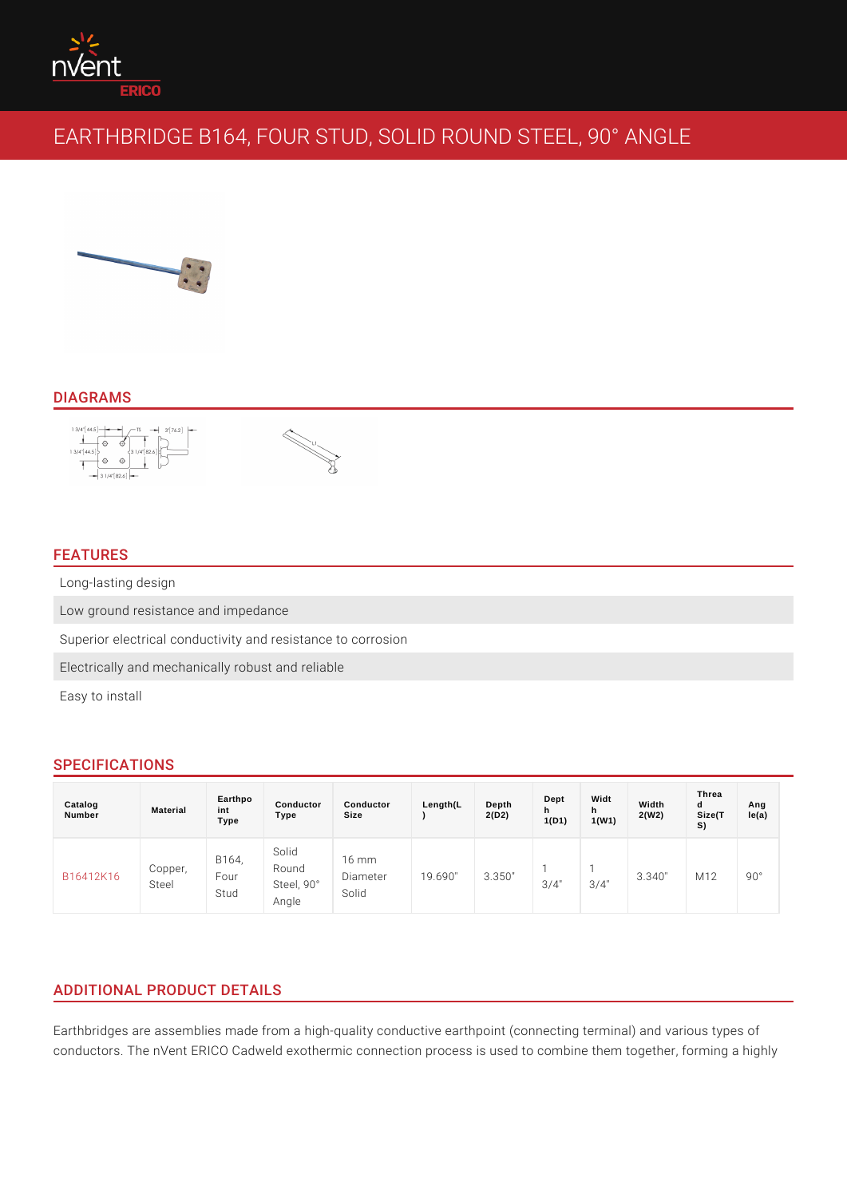# EARTHBRIDGE B164, FOUR STUD, SOLID ROUND STEEL, 90° ANGLE

## DIAGRAMS

## FEATURES

- Long-lasting design
- Low ground resistance and impedance
- Superior electrical conductivity and resistance to corrosion
- Electrically and mechanically robust and reliable
- Easy to install

## SPECIFICATIONS

| Catalog Number | Material | Earthpoint Type | Conductor Type | Conductor Size | Length(L) | Depth 2(D2) | Depth 1(D1) | Width 1(W1) | Width 2(W2) | Thread Size(TS) | Angle(a) |
|---|---|---|---|---|---|---|---|---|---|---|---|
| B16412K16 | Copper, Steel | B164, Four Stud | Solid Round Steel, 90° Angle | 16 mm Diameter Solid | 19.690" | 3.350" | 1 3/4" | 1 3/4" | 3.340" | M12 | 90° |

## ADDITIONAL PRODUCT DETAILS

Earthbridges are assemblies made from a high-quality conductive earthpoint (connecting terminal) and various types of conductors. The nVent ERICO Cadweld exothermic connection process is used to combine them together, forming a highly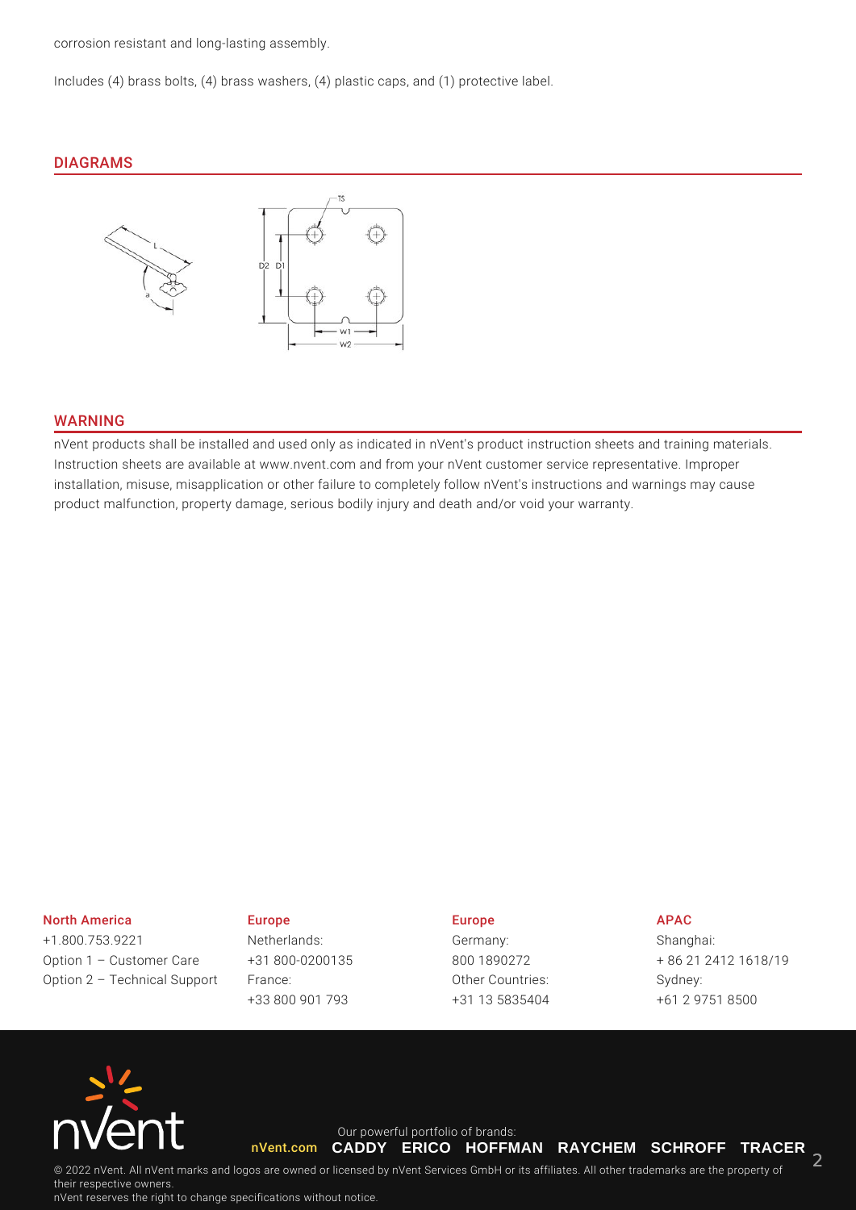corrosion resistant and long-lasting assembly.

Includes (4) brass bolts, (4) brass washers, (4) plastic caps, and (1) protective label.

## DIAGRAMS

L

a

TS

D2 D1

W1

W2

## WARNING

nVent products shall be installed and used only as indicated in nVent's product instruction sheets and training materials. Instruction sheets are available at www.nvent.com and from your nVent customer service representative. Improper installation, misuse, misapplication or other failure to completely follow nVent's instructions and warnings may cause product malfunction, property damage, serious bodily injury and death and/or void your warranty.

**North America**
+1.800.753.9221
Option 1 – Customer Care
Option 2 – Technical Support

**Europe**
Netherlands:
+31 800-0200135
France:
+33 800 901 793

**Europe**
Germany:
800 1890272
Other Countries:
+31 13 5835404

**APAC**
Shanghai:
+ 86 21 2412 1618/19
Sydney:
+61 2 9751 8500

nVent

Our powerful portfolio of brands:
nVent.com CADDY ERICO HOFFMAN RAYCHEM SCHROFF TRACER

© 2022 nVent. All nVent marks and logos are owned or licensed by nVent Services GmbH or its affiliates. All other trademarks are the property of their respective owners.
nVent reserves the right to change specifications without notice.